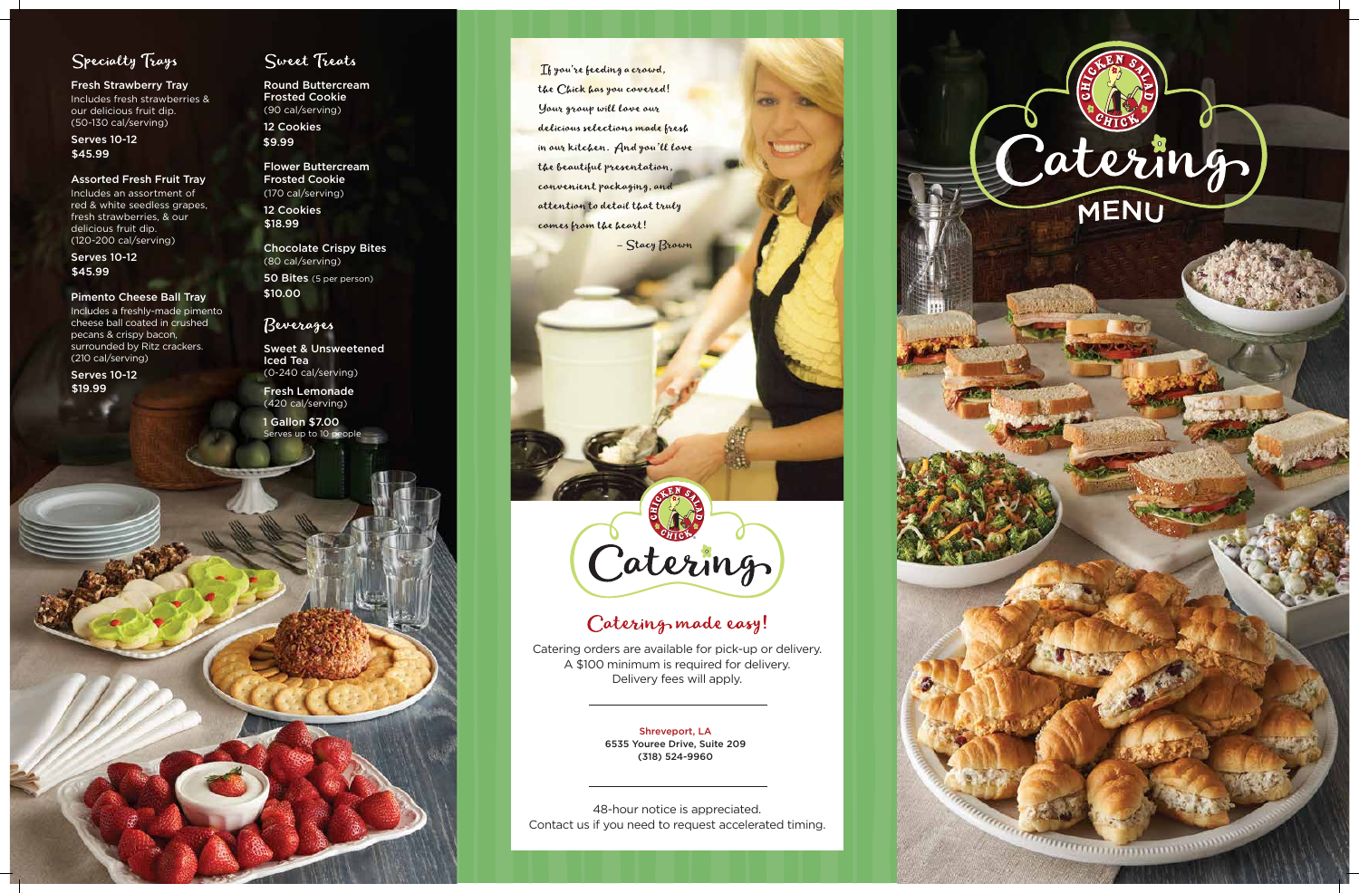## Specialty Trays

**Fresh Strawberry Tray**
Includes fresh strawberries & our delicious fruit dip.
(50-130 cal/serving)

**Serves 10-12**
**$45.99**

**Assorted Fresh Fruit Tray**
Includes an assortment of red & white seedless grapes, fresh strawberries, & our delicious fruit dip.
(120-200 cal/serving)

**Serves 10-12**
**$45.99**

**Pimento Cheese Ball Tray**
Includes a freshly-made pimento cheese ball coated in crushed pecans & crispy bacon, surrounded by Ritz crackers.
(210 cal/serving)

**Serves 10-12**
**$19.99**

## Sweet Treats

**Round Buttercream Frosted Cookie**
(90 cal/serving)

**12 Cookies**
**$9.99**

**Flower Buttercream Frosted Cookie**
(170 cal/serving)

**12 Cookies**
**$18.99**

**Chocolate Crispy Bites**
(80 cal/serving)

**50 Bites** (5 per person)
**$10.00**

## Beverages

**Sweet & Unsweetened Iced Tea**
(0-240 cal/serving)

**Fresh Lemonade**
(420 cal/serving)

**1 Gallon $7.00**
Serves up to 10 people

*If you're feeding a crowd, the Chick has you covered! Your group will love our delicious selections made fresh in our kitchen. And you'll love the beautiful presentation, convenient packaging, and attention to detail that truly comes from the heart!*

*– Stacy Brown*

Chicken Salad Chick

# Catering

## Catering made easy!

Catering orders are available for pick-up or delivery. A $100 minimum is required for delivery. Delivery fees will apply.

**Shreveport, LA**
**6535 Youree Drive, Suite 209**
**(318) 524-9960**

48-hour notice is appreciated.
Contact us if you need to request accelerated timing.

Chicken Salad Chick

# Catering MENU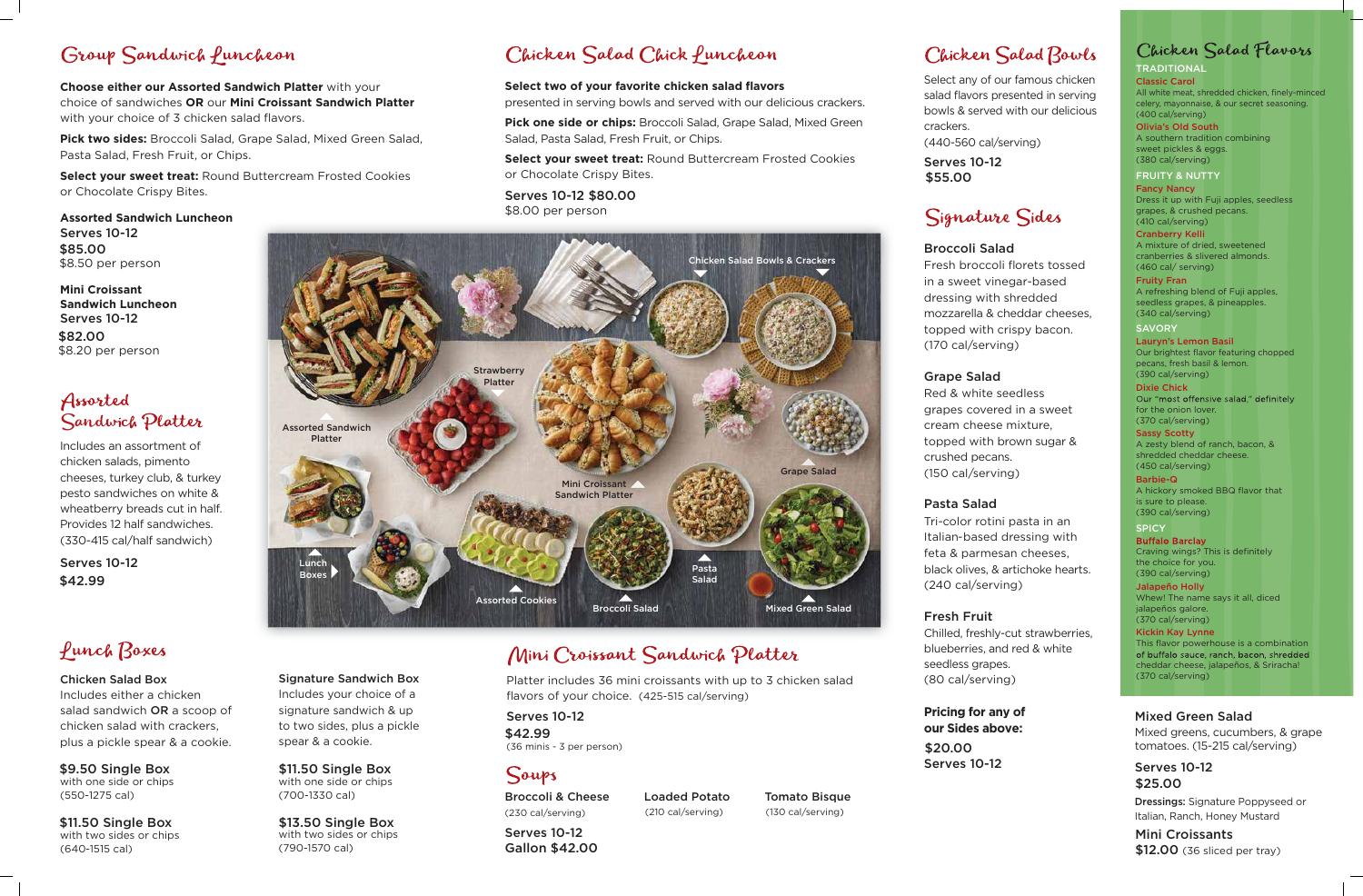## Group Sandwich Luncheon

**Choose either our Assorted Sandwich Platter** with your choice of sandwiches **OR** our **Mini Croissant Sandwich Platter** with your choice of 3 chicken salad flavors.

**Pick two sides:** Broccoli Salad, Grape Salad, Mixed Green Salad, Pasta Salad, Fresh Fruit, or Chips.

**Select your sweet treat:** Round Buttercream Frosted Cookies or Chocolate Crispy Bites.

**Assorted Sandwich Luncheon**
Serves 10-12
$85.00
$8.50 per person

**Mini Croissant Sandwich Luncheon**
Serves 10-12
$82.00
$8.20 per person

## Assorted Sandwich Platter

Includes an assortment of chicken salads, pimento cheeses, turkey club, & turkey pesto sandwiches on white & wheatberry breads cut in half. Provides 12 half sandwiches. (330-415 cal/half sandwich)

Serves 10-12
$42.99

## Lunch Boxes

**Chicken Salad Box**
Includes either a chicken salad sandwich **OR** a scoop of chicken salad with crackers, plus a pickle spear & a cookie.

$9.50 Single Box
with one side or chips
(550-1275 cal)

$11.50 Single Box
with two sides or chips
(640-1515 cal)

**Signature Sandwich Box**
Includes your choice of a signature sandwich & up to two sides, plus a pickle spear & a cookie.

$11.50 Single Box
with one side or chips
(700-1330 cal)

$13.50 Single Box
with two sides or chips
(790-1570 cal)

## Chicken Salad Chick Luncheon

**Select two of your favorite chicken salad flavors** presented in serving bowls and served with our delicious crackers.

**Pick one side or chips:** Broccoli Salad, Grape Salad, Mixed Green Salad, Pasta Salad, Fresh Fruit, or Chips.

**Select your sweet treat:** Round Buttercream Frosted Cookies or Chocolate Crispy Bites.

Serves 10-12 $80.00
$8.00 per person

Chicken Salad Bowls & Crackers
Strawberry Platter
Assorted Sandwich Platter
Mini Croissant Sandwich Platter
Grape Salad
Lunch Boxes
Pasta Salad
Assorted Cookies
Broccoli Salad
Mixed Green Salad

## Mini Croissant Sandwich Platter

Platter includes 36 mini croissants with up to 3 chicken salad flavors of your choice. (425-515 cal/serving)

Serves 10-12
$42.99
(36 minis - 3 per person)

## Soups

**Broccoli & Cheese**
(230 cal/serving)

**Loaded Potato**
(210 cal/serving)

**Tomato Bisque**
(130 cal/serving)

Serves 10-12
Gallon $42.00

## Chicken Salad Bowls

Select any of our famous chicken salad flavors presented in serving bowls & served with our delicious crackers.
(440-560 cal/serving)

Serves 10-12
$55.00

## Signature Sides

**Broccoli Salad**
Fresh broccoli florets tossed in a sweet vinegar-based dressing with shredded mozzarella & cheddar cheeses, topped with crispy bacon.
(170 cal/serving)

**Grape Salad**
Red & white seedless grapes covered in a sweet cream cheese mixture, topped with brown sugar & crushed pecans.
(150 cal/serving)

**Pasta Salad**
Tri-color rotini pasta in an Italian-based dressing with feta & parmesan cheeses, black olives, & artichoke hearts.
(240 cal/serving)

**Fresh Fruit**
Chilled, freshly-cut strawberries, blueberries, and red & white seedless grapes.
(80 cal/serving)

**Pricing for any of our Sides above:**
$20.00
Serves 10-12

## Chicken Salad Flavors

### TRADITIONAL

**Classic Carol**
All white meat, shredded chicken, finely-minced celery, mayonnaise, & our secret seasoning.
(400 cal/serving)

**Olivia's Old South**
A southern tradition combining sweet pickles & eggs.
(380 cal/serving)

### FRUITY & NUTTY

**Fancy Nancy**
Dress it up with Fuji apples, seedless grapes, & crushed pecans.
(410 cal/serving)

**Cranberry Kelli**
A mixture of dried, sweetened cranberries & slivered almonds.
(460 cal/ serving)

**Fruity Fran**
A refreshing blend of Fuji apples, seedless grapes, & pineapples.
(340 cal/serving)

### SAVORY

**Lauryn's Lemon Basil**
Our brightest flavor featuring chopped pecans, fresh basil & lemon.
(390 cal/serving)

**Dixie Chick**
Our "most offensive salad," definitely for the onion lover.
(370 cal/serving)

**Sassy Scotty**
A zesty blend of ranch, bacon, & shredded cheddar cheese.
(450 cal/serving)

**Barbie-Q**
A hickory smoked BBQ flavor that is sure to please.
(390 cal/serving)

### SPICY

**Buffalo Barclay**
Craving wings? This is definitely the choice for you.
(390 cal/serving)

**Jalapeño Holly**
Whew! The name says it all, diced jalapeños galore.
(370 cal/serving)

**Kickin Kay Lynne**
This flavor powerhouse is a combination of buffalo sauce, ranch, bacon, shredded cheddar cheese, jalapeños, & Sriracha!
(370 cal/serving)

**Mixed Green Salad**
Mixed greens, cucumbers, & grape tomatoes. (15-215 cal/serving)

Serves 10-12
$25.00

**Dressings:** Signature Poppyseed or Italian, Ranch, Honey Mustard

**Mini Croissants**
$12.00 (36 sliced per tray)